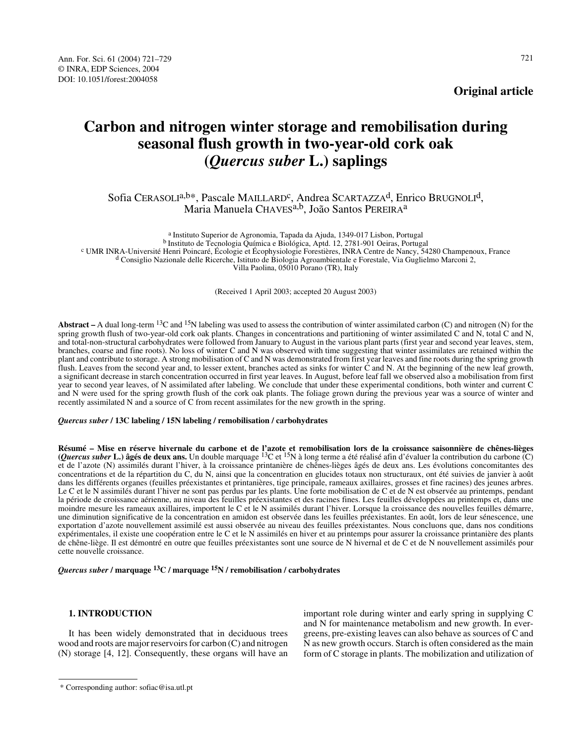**Original article**

# Carbon and nitrogen winter storage and remobilisation during seasonal flush growth in two-year-old cork oak (*Quercus suber* L.) saplings

Sofia CERASOLI[a,b*], Pascale MAILLARD[c], Andrea SCARTAZZA[d], Enrico BRUGNOLI[d], Maria Manuela CHAVES[a,b], João Santos PEREIRA[a]

[a] Instituto Superior de Agronomia, Tapada da Ajuda, 1349-017 Lisbon, Portugal
[b] Instituto de Tecnologia Química e Biológica, Aptd. 12, 2781-901 Oeiras, Portugal
[c] UMR INRA-Université Henri Poincaré, Écologie et Écophysiologie Forestières, INRA Centre de Nancy, 54280 Champenoux, France
[d] Consiglio Nazionale delle Ricerche, Istituto de Biologia Agroambientale e Forestale, Via Guglielmo Marconi 2, Villa Paolina, 05010 Porano (TR), Italy

(Received 1 April 2003; accepted 20 August 2003)

**Abstract –** A dual long-term $^{13}C$ and $^{15}N$ labeling was used to assess the contribution of winter assimilated carbon (C) and nitrogen (N) for the spring growth flush of two-year-old cork oak plants. Changes in concentrations and partitioning of winter assimilated C and N, total C and N, and total-non-structural carbohydrates were followed from January to August in the various plant parts (first year and second year leaves, stem, branches, coarse and fine roots). No loss of winter C and N was observed with time suggesting that winter assimilates are retained within the plant and contribute to storage. A strong mobilisation of winter C and N was demonstrated from first year leaves and fine roots during the spring growth flush. Leaves from the second year and, to lesser extent, branches acted as sinks for winter C and N. At the beginning of the new leaf growth, a significant decrease in starch concentration occurred in first year leaves. In August, before leaf fall we observed also a mobilisation from first year to second year leaves, of N assimilated after labeling. We conclude that under these experimental conditions, both winter and current C and N were used for the spring growth flush of the cork oak plants. The foliage grown during the previous year was a source of winter and recently assimilated N and a source of C from recent assimilates for the new growth in the spring.

***Quercus suber* / 13C labeling / 15N labeling / remobilisation / carbohydrates**

**Résumé – Mise en réserve hivernale du carbone et de l'azote et remobilisation lors de la croissance saisonnière de chênes-lièges (*Quercus suber* L.) âgés de deux ans.** Un double marquage $^{13}C$ et $^{15}N$ à long terme a été réalisé afin d'évaluer la contribution du carbone (C) et de l'azote (N) assimilés durant l'hiver, à la croissance printanière de chênes-lièges âgés de deux ans. Les évolutions concomitantes des concentrations et de la répartition du C, du N, ainsi que la concentration en glucides totaux non structuraux, ont été suivies de janvier à août dans les différents organes (feuilles préexistantes et printanières, tige principale, rameaux axillaires, grosses et fine racines) des jeunes arbres. Le C et le N assimilés durant l'hiver ne sont pas perdus par les plants. Une forte mobilisation de C et de N est observée au printemps, pendant la période de croissance aérienne, au niveau des feuilles préexistantes et des racines fines. Les feuilles développées au printemps et, dans une moindre mesure les rameaux axillaires, importent le C et le N assimilés durant l'hiver. Lorsque la croissance des nouvelles feuilles démarre, une diminution significative de la concentration en amidon est observée dans les feuilles préexistantes. En août, lors de leur sénescence, une exportation d'azote nouvellement assimilé est aussi observée au niveau des feuilles préexistantes. Nous concluons que, dans nos conditions expérimentales, il existe une coopération entre le C et le N assimilés en hiver et au printemps pour assurer la croissance printanière des plants de chêne-liège. Il est démontré en outre que feuilles préexistantes sont une source de N hivernal et de C et de N nouvellement assimilés pour cette nouvelle croissance.

***Quercus suber* / marquage $^{13}C$ / marquage $^{15}N$ / remobilisation / carbohydrates**

## 1. INTRODUCTION

It has been widely demonstrated that in deciduous trees wood and roots are major reservoirs for carbon (C) and nitrogen (N) storage [4, 12]. Consequently, these organs will have an important role during winter and early spring in supplying C and N for maintenance metabolism and new growth. In evergreens, pre-existing leaves can also behave as sources of C and N as new growth occurs. Starch is often considered as the main form of C storage in plants. The mobilization and utilization of

\* Corresponding author: sofiac@isa.utl.pt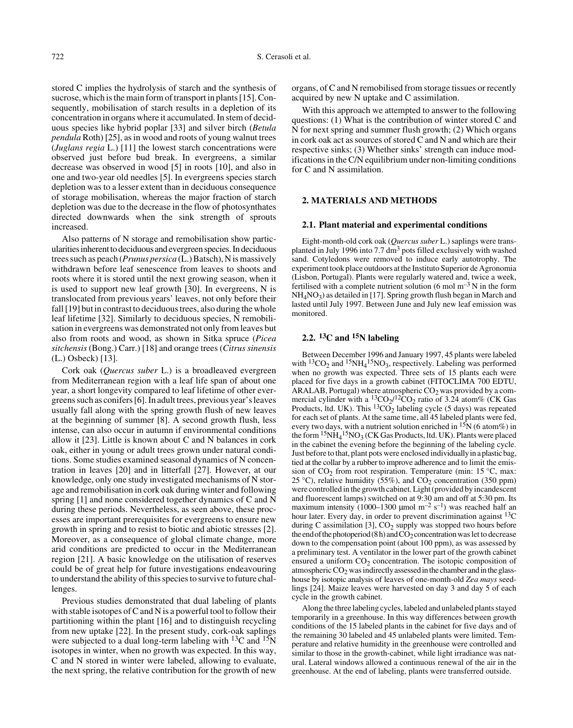stored C implies the hydrolysis of starch and the synthesis of sucrose, which is the main form of transport in plants [15]. Consequently, mobilisation of starch results in a depletion of its concentration in organs where it accumulated. In stem of deciduous species like hybrid poplar [33] and silver birch (*Betula pendula* Roth) [25], as in wood and roots of young walnut trees (*Juglans regia* L.) [11] the lowest starch concentrations were observed just before bud break. In evergreens, a similar decrease was observed in wood [5] in roots [10], and also in one and two-year old needles [5]. In evergreens species starch depletion was to a lesser extent than in deciduous consequence of storage mobilisation, whereas the major fraction of starch depletion was due to the decrease in the flow of photosynthates directed downwards when the sink strength of sprouts increased.

Also patterns of N storage and remobilisation show particularities inherent to deciduous and evergreen species. In deciduous trees such as peach (*Prunus persica* (L.) Batsch), N is massively withdrawn before leaf senescence from leaves to shoots and roots where it is stored until the next growing season, when it is used to support new leaf growth [30]. In evergreens, N is translocated from previous years' leaves, not only before their fall [19] but in contrast to deciduous trees, also during the whole leaf lifetime [32]. Similarly to deciduous species, N remobilisation in evergreens was demonstrated not only from leaves but also from roots and wood, as shown in Sitka spruce (*Picea sitchensis* (Bong.) Carr.) [18] and orange trees (*Citrus sinensis* (L.) Osbeck) [13].

Cork oak (*Quercus suber* L.) is a broadleaved evergreen from Mediterranean region with a leaf life span of about one year, a short longevity compared to leaf lifetime of other evergreens such as conifers [6]. In adult trees, previous year's leaves usually fall along with the spring growth flush of new leaves at the beginning of summer [8]. A second growth flush, less intense, can also occur in autumn if environmental conditions allow it [23]. Little is known about C and N balances in cork oak, either in young or adult trees grown under natural conditions. Some studies examined seasonal dynamics of N concentration in leaves [20] and in litterfall [27]. However, at our knowledge, only one study investigated mechanisms of N storage and remobilisation in cork oak during winter and following spring [1] and none considered together dynamics of C and N during these periods. Nevertheless, as seen above, these processes are important prerequisites for evergreens to ensure new growth in spring and to resist to biotic and abiotic stresses [2]. Moreover, as a consequence of global climate change, more arid conditions are predicted to occur in the Mediterranean region [21]. A basic knowledge on the utilisation of reserves could be of great help for future investigations endeavouring to understand the ability of this species to survive to future challenges.

Previous studies demonstrated that dual labeling of plants with stable isotopes of C and N is a powerful tool to follow their partitioning within the plant [16] and to distinguish recycling from new uptake [22]. In the present study, cork-oak saplings were subjected to a dual long-term labeling with $^{13}C$ and $^{15}N$ isotopes in winter, when no growth was expected. In this way, C and N stored in winter were labeled, allowing to evaluate, the next spring, the relative contribution for the growth of new organs, of C and N remobilised from storage tissues or recently acquired by new N uptake and C assimilation.

With this approach we attempted to answer to the following questions: (1) What is the contribution of winter stored C and N for next spring and summer flush growth; (2) Which organs in cork oak act as sources of stored C and N and which are their respective sinks; (3) Whether sinks' strength can induce modifications in the C/N equilibrium under non-limiting conditions for C and N assimilation.

## 2. MATERIALS AND METHODS

### 2.1. Plant material and experimental conditions

Eight-month-old cork oak (*Quercus suber* L.) saplings were transplanted in July 1996 into 7.7 $dm^3$ pots filled exclusively with washed sand. Cotyledons were removed to induce early autotrophy. The experiment took place outdoors at the Instituto Superior de Agronomia (Lisbon, Portugal). Plants were regularly watered and, twice a week, fertilised with a complete nutrient solution (6 mol $m^{-3}$ N in the form $NH_4NO_3$) as detailed in [17]. Spring growth flush began in March and lasted until July 1997. Between June and July new leaf emission was monitored.

### 2.2. $^{13}C$ and $^{15}N$ labeling

Between December 1996 and January 1997, 45 plants were labeled with $^{13}CO_2$ and $^{15}NH_4{}^{15}NO_3$, respectively. Labeling was performed when no growth was expected. Three sets of 15 plants each were placed for five days in a growth cabinet (FITOCLIMA 700 EDTU, ARALAB, Portugal) where atmospheric $CO_2$ was provided by a commercial cylinder with a $^{13}CO_2/^{12}CO_2$ ratio of 3.24 atom% (CK Gas Products, ltd. UK). This $^{13}CO_2$ labeling cycle (5 days) was repeated for each set of plants. At the same time, all 45 labeled plants were fed, every two days, with a nutrient solution enriched in $^{15}N$ (6 atom%) in the form $^{15}NH_4{}^{15}NO_3$ (CK Gas Products, ltd. UK). Plants were placed in the cabinet the evening before the beginning of the labeling cycle. Just before to that, plant pots were enclosed individually in a plastic bag, tied at the collar by a rubber to improve adherence and to limit the emission of $CO_2$ from root respiration. Temperature (min: 15 °C, max: 25 °C), relative humidity (55%), and $CO_2$ concentration (350 ppm) were controlled in the growth cabinet. Light (provided by incandescent and fluorescent lamps) switched on at 9:30 am and off at 5:30 pm. Its maximum intensity (1000–1300 µmol $m^{-2}$ $s^{-1}$) was reached half an hour later. Every day, in order to prevent discrimination against $^{13}C$ during C assimilation [3], $CO_2$ supply was stopped two hours before the end of the photoperiod (8 h) and $CO_2$ concentration was let to decrease down to the compensation point (about 100 ppm), as was assessed by a preliminary test. A ventilator in the lower part of the growth cabinet ensured a uniform $CO_2$ concentration. The isotopic composition of atmospheric $CO_2$ was indirectly assessed in the chamber and in the glasshouse by isotopic analysis of leaves of one-month-old *Zea mays* seedlings [24]. Maize leaves were harvested on day 3 and day 5 of each cycle in the growth cabinet.

Along the three labeling cycles, labeled and unlabeled plants stayed temporarily in a greenhouse. In this way differences between growth conditions of the 15 labeled plants in the cabinet for five days and of the remaining 30 labeled and 45 unlabeled plants were limited. Temperature and relative humidity in the greenhouse were controlled and similar to those in the growth-cabinet, while light irradiance was natural. Lateral windows allowed a continuous renewal of the air in the greenhouse. At the end of labeling, plants were transferred outside.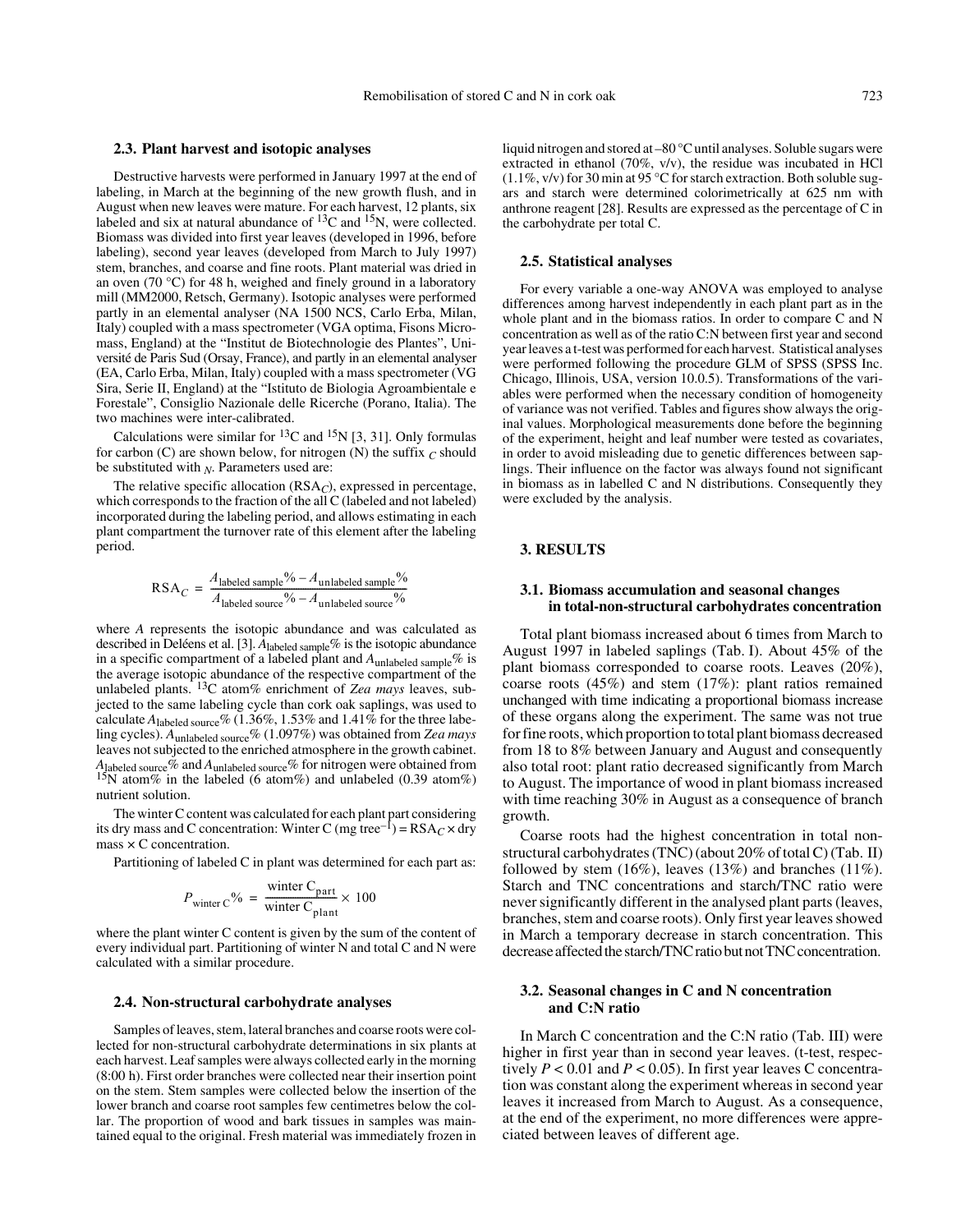### 2.3. Plant harvest and isotopic analyses

Destructive harvests were performed in January 1997 at the end of labeling, in March at the beginning of the new growth flush, and in August when new leaves were mature. For each harvest, 12 plants, six labeled and six at natural abundance of $^{13}C$ and $^{15}N$, were collected. Biomass was divided into first year leaves (developed in 1996, before labeling), second year leaves (developed from March to July 1997) stem, branches, and coarse and fine roots. Plant material was dried in an oven (70 °C) for 48 h, weighed and finely ground in a laboratory mill (MM2000, Retsch, Germany). Isotopic analyses were performed partly in an elemental analyser (NA 1500 NCS, Carlo Erba, Milan, Italy) coupled with a mass spectrometer (VGA optima, Fisons Micromass, England) at the "Institut de Biotechnologie des Plantes", Université de Paris Sud (Orsay, France), and partly in an elemental analyser (EA, Carlo Erba, Milan, Italy) coupled with a mass spectrometer (VG Sira, Serie II, England) at the "Istituto de Biologia Agroambientale e Forestale", Consiglio Nazionale delle Ricerche (Porano, Italia). The two machines were inter-calibrated.

Calculations were similar for $^{13}C$ and $^{15}N$ [3, 31]. Only formulas for carbon (C) are shown below, for nitrogen (N) the suffix $_C$ should be substituted with $_N$. Parameters used are:

The relative specific allocation ($RSA_C$), expressed in percentage, which corresponds to the fraction of the all C (labeled and not labeled) incorporated during the labeling period, and allows estimating in each plant compartment the turnover rate of this element after the labeling period.

$$RSA_C = \frac{A_{\text{labeled sample}}\% - A_{\text{unlabeled sample}}\%}{A_{\text{labeled source}}\% - A_{\text{unlabeled source}}\%}$$

where $A$ represents the isotopic abundance and was calculated as described in Deléens et al. [3]. $A_{\text{labeled sample}}\%$ is the isotopic abundance in a specific compartment of a labeled plant and $A_{\text{unlabeled sample}}\%$ is the average isotopic abundance of the respective compartment of the unlabeled plants. $^{13}C$ atom% enrichment of *Zea mays* leaves, subjected to the same labeling cycle than cork oak saplings, was used to calculate $A_{\text{labeled source}}\%$ (1.36%, 1.53% and 1.41% for the three labeling cycles). $A_{\text{unlabeled source}}\%$ (1.097%) was obtained from *Zea mays* leaves not subjected to the enriched atmosphere in the growth cabinet. $A_{\text{labeled source}}\%$ and $A_{\text{unlabeled source}}\%$ for nitrogen were obtained from $^{15}N$ atom% in the labeled (6 atom%) and unlabeled (0.39 atom%) nutrient solution.

The winter C content was calculated for each plant part considering its dry mass and C concentration: Winter C (mg tree$^{-1}$) = $RSA_C$ × dry mass × C concentration.

Partitioning of labeled C in plant was determined for each part as:

$$P_{\text{winter C}}\% = \frac{\text{winter } C_{\text{part}}}{\text{winter } C_{\text{plant}}} \times 100$$

where the plant winter C content is given by the sum of the content of every individual part. Partitioning of winter N and total C and N were calculated with a similar procedure.

### 2.4. Non-structural carbohydrate analyses

Samples of leaves, stem, lateral branches and coarse roots were collected for non-structural carbohydrate determinations in six plants at each harvest. Leaf samples were always collected early in the morning (8:00 h). First order branches were collected near their insertion point on the stem. Stem samples were collected below the insertion of the lower branch and coarse root samples few centimetres below the collar. The proportion of wood and bark tissues in samples was maintained equal to the original. Fresh material was immediately frozen in liquid nitrogen and stored at –80 °C until analyses. Soluble sugars were extracted in ethanol (70%, v/v), the residue was incubated in HCl (1.1%, v/v) for 30 min at 95 °C for starch extraction. Both soluble sugars and starch were determined colorimetrically at 625 nm with anthrone reagent [28]. Results are expressed as the percentage of C in the carbohydrate per total C.

### 2.5. Statistical analyses

For every variable a one-way ANOVA was employed to analyse differences among harvest independently in each plant part as in the whole plant and in the biomass ratios. In order to compare C and N concentration as well as of the ratio C:N between first year and second year leaves a t-test was performed for each harvest. Statistical analyses were performed following the procedure GLM of SPSS (SPSS Inc. Chicago, Illinois, USA, version 10.0.5). Transformations of the variables were performed when the necessary condition of homogeneity of variance was not verified. Tables and figures show always the original values. Morphological measurements done before the beginning of the experiment, height and leaf number were tested as covariates, in order to avoid misleading due to genetic differences between saplings. Their influence on the factor was always found not significant in biomass as in labelled C and N distributions. Consequently they were excluded by the analysis.

## 3. RESULTS

### 3.1. Biomass accumulation and seasonal changes in total-non-structural carbohydrates concentration

Total plant biomass increased about 6 times from March to August 1997 in labeled saplings (Tab. I). About 45% of the plant biomass corresponded to coarse roots. Leaves (20%), coarse roots (45%) and stem (17%): plant ratios remained unchanged with time indicating a proportional biomass increase of these organs along the experiment. The same was not true for fine roots, which proportion to total plant biomass decreased from 18 to 8% between January and August and consequently also total root: plant ratio decreased significantly from March to August. The importance of wood in plant biomass increased with time reaching 30% in August as a consequence of branch growth.

Coarse roots had the highest concentration in total non-structural carbohydrates (TNC) (about 20% of total C) (Tab. II) followed by stem (16%), leaves (13%) and branches (11%). Starch and TNC concentrations and starch/TNC ratio were never significantly different in the analysed plant parts (leaves, branches, stem and coarse roots). Only first year leaves showed in March a temporary decrease in starch concentration. This decrease affected the starch/TNC ratio but not TNC concentration.

### 3.2. Seasonal changes in C and N concentration and C:N ratio

In March C concentration and the C:N ratio (Tab. III) were higher in first year than in second year leaves. (t-test, respectively $P < 0.01$ and $P < 0.05$). In first year leaves C concentration was constant along the experiment whereas in second year leaves it increased from March to August. As a consequence, at the end of the experiment, no more differences were appreciated between leaves of different age.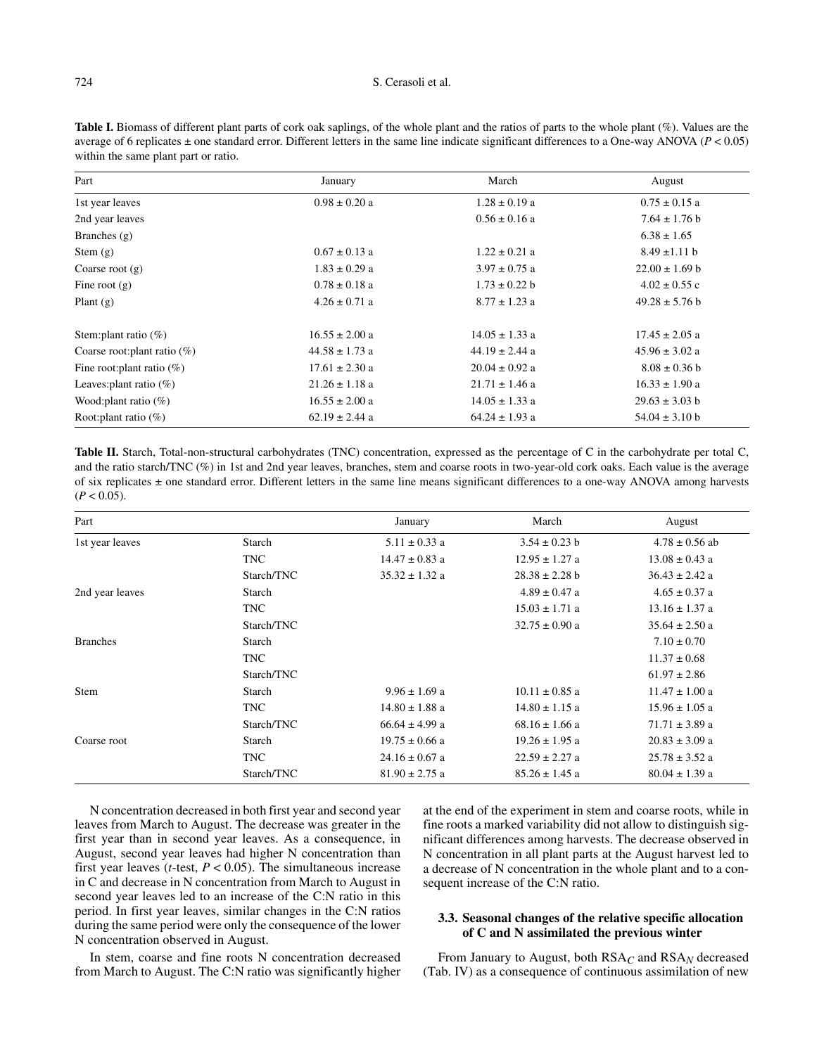**Table I.** Biomass of different plant parts of cork oak saplings, of the whole plant and the ratios of parts to the whole plant (%). Values are the average of 6 replicates ± one standard error. Different letters in the same line indicate significant differences to a One-way ANOVA ($P < 0.05$) within the same plant part or ratio.

| Part | January | March | August |
|---|---|---|---|
| 1st year leaves | 0.98 ± 0.20 a | 1.28 ± 0.19 a | 0.75 ± 0.15 a |
| 2nd year leaves | | 0.56 ± 0.16 a | 7.64 ± 1.76 b |
| Branches (g) | | | 6.38 ± 1.65 |
| Stem (g) | 0.67 ± 0.13 a | 1.22 ± 0.21 a | 8.49 ±1.11 b |
| Coarse root (g) | 1.83 ± 0.29 a | 3.97 ± 0.75 a | 22.00 ± 1.69 b |
| Fine root (g) | 0.78 ± 0.18 a | 1.73 ± 0.22 b | 4.02 ± 0.55 c |
| Plant (g) | 4.26 ± 0.71 a | 8.77 ± 1.23 a | 49.28 ± 5.76 b |
| Stem:plant ratio (%) | 16.55 ± 2.00 a | 14.05 ± 1.33 a | 17.45 ± 2.05 a |
| Coarse root:plant ratio (%) | 44.58 ± 1.73 a | 44.19 ± 2.44 a | 45.96 ± 3.02 a |
| Fine root:plant ratio (%) | 17.61 ± 2.30 a | 20.04 ± 0.92 a | 8.08 ± 0.36 b |
| Leaves:plant ratio (%) | 21.26 ± 1.18 a | 21.71 ± 1.46 a | 16.33 ± 1.90 a |
| Wood:plant ratio (%) | 16.55 ± 2.00 a | 14.05 ± 1.33 a | 29.63 ± 3.03 b |
| Root:plant ratio (%) | 62.19 ± 2.44 a | 64.24 ± 1.93 a | 54.04 ± 3.10 b |

**Table II.** Starch, Total-non-structural carbohydrates (TNC) concentration, expressed as the percentage of C in the carbohydrate per total C, and the ratio starch/TNC (%) in 1st and 2nd year leaves, branches, stem and coarse roots in two-year-old cork oaks. Each value is the average of six replicates ± one standard error. Different letters in the same line means significant differences to a one-way ANOVA among harvests ($P < 0.05$).

| Part | | January | March | August |
|---|---|---|---|---|
| 1st year leaves | Starch | 5.11 ± 0.33 a | 3.54 ± 0.23 b | 4.78 ± 0.56 ab |
| | TNC | 14.47 ± 0.83 a | 12.95 ± 1.27 a | 13.08 ± 0.43 a |
| | Starch/TNC | 35.32 ± 1.32 a | 28.38 ± 2.28 b | 36.43 ± 2.42 a |
| 2nd year leaves | Starch | | 4.89 ± 0.47 a | 4.65 ± 0.37 a |
| | TNC | | 15.03 ± 1.71 a | 13.16 ± 1.37 a |
| | Starch/TNC | | 32.75 ± 0.90 a | 35.64 ± 2.50 a |
| Branches | Starch | | | 7.10 ± 0.70 |
| | TNC | | | 11.37 ± 0.68 |
| | Starch/TNC | | | 61.97 ± 2.86 |
| Stem | Starch | 9.96 ± 1.69 a | 10.11 ± 0.85 a | 11.47 ± 1.00 a |
| | TNC | 14.80 ± 1.88 a | 14.80 ± 1.15 a | 15.96 ± 1.05 a |
| | Starch/TNC | 66.64 ± 4.99 a | 68.16 ± 1.66 a | 71.71 ± 3.89 a |
| Coarse root | Starch | 19.75 ± 0.66 a | 19.26 ± 1.95 a | 20.83 ± 3.09 a |
| | TNC | 24.16 ± 0.67 a | 22.59 ± 2.27 a | 25.78 ± 3.52 a |
| | Starch/TNC | 81.90 ± 2.75 a | 85.26 ± 1.45 a | 80.04 ± 1.39 a |

N concentration decreased in both first year and second year leaves from March to August. The decrease was greater in the first year than in second year leaves. As a consequence, in August, second year leaves had higher N concentration than first year leaves (*t*-test, $P < 0.05$). The simultaneous increase in C and decrease in N concentration from March to August in second year leaves led to an increase of the C:N ratio in this period. In first year leaves, similar changes in the C:N ratios during the same period were only the consequence of the lower N concentration observed in August.

In stem, coarse and fine roots N concentration decreased from March to August. The C:N ratio was significantly higher at the end of the experiment in stem and coarse roots, while in fine roots a marked variability did not allow to distinguish significant differences among harvests. The decrease observed in N concentration in all plant parts at the August harvest led to a decrease of N concentration in the whole plant and to a consequent increase of the C:N ratio.

### 3.3. Seasonal changes of the relative specific allocation of C and N assimilated the previous winter

From January to August, both $RSA_C$ and $RSA_N$ decreased (Tab. IV) as a consequence of continuous assimilation of new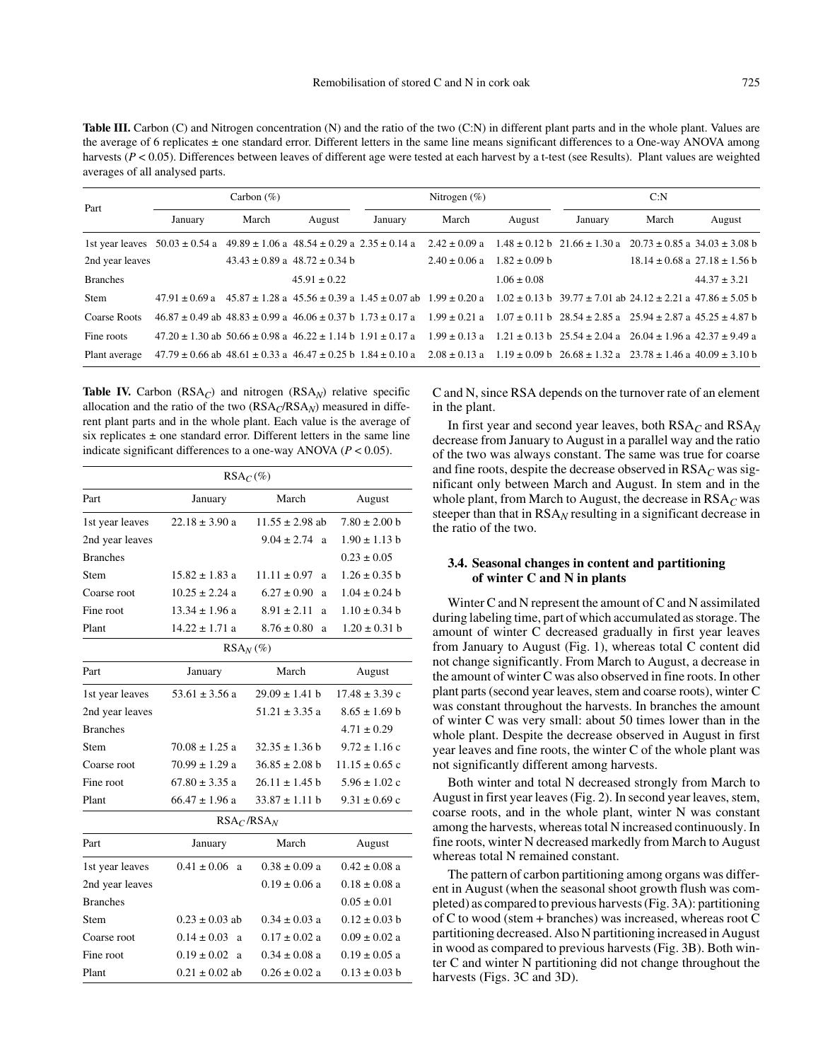**Table III.** Carbon (C) and Nitrogen concentration (N) and the ratio of the two (C:N) in different plant parts and in the whole plant. Values are the average of 6 replicates ± one standard error. Different letters in the same line means significant differences to a One-way ANOVA among harvests ($P < 0.05$). Differences between leaves of different age were tested at each harvest by a t-test (see Results). Plant values are weighted averages of all analysed parts.

| Part | Carbon (%) | | | Nitrogen (%) | | | C:N | | |
|---|---|---|---|---|---|---|---|---|---|
| | January | March | August | January | March | August | January | March | August |
| 1st year leaves | 50.03 ± 0.54 a | 49.89 ± 1.06 a | 48.54 ± 0.29 a | 2.35 ± 0.14 a | 2.42 ± 0.09 a | 1.48 ± 0.12 b | 21.66 ± 1.30 a | 20.73 ± 0.85 a | 34.03 ± 3.08 b |
| 2nd year leaves | | 43.43 ± 0.89 a | 48.72 ± 0.34 b | | 2.40 ± 0.06 a | 1.82 ± 0.09 b | | 18.14 ± 0.68 a | 27.18 ± 1.56 b |
| Branches | | | 45.91 ± 0.22 | | | 1.06 ± 0.08 | | | 44.37 ± 3.21 |
| Stem | 47.91 ± 0.69 a | 45.87 ± 1.28 a | 45.56 ± 0.39 a | 1.45 ± 0.07 ab | 1.99 ± 0.20 a | 1.02 ± 0.13 b | 39.77 ± 7.01 ab | 24.12 ± 2.21 a | 47.86 ± 5.05 b |
| Coarse Roots | 46.87 ± 0.49 ab | 48.83 ± 0.99 a | 46.06 ± 0.37 b | 1.73 ± 0.17 a | 1.99 ± 0.21 a | 1.07 ± 0.11 b | 28.54 ± 2.85 a | 25.94 ± 2.87 a | 45.25 ± 4.87 b |
| Fine roots | 47.20 ± 1.30 ab | 50.66 ± 0.98 a | 46.22 ± 1.14 b | 1.91 ± 0.17 a | 1.99 ± 0.13 a | 1.21 ± 0.13 b | 25.54 ± 2.04 a | 26.04 ± 1.96 a | 42.37 ± 9.49 a |
| Plant average | 47.79 ± 0.66 ab | 48.61 ± 0.33 a | 46.47 ± 0.25 b | 1.84 ± 0.10 a | 2.08 ± 0.13 a | 1.19 ± 0.09 b | 26.68 ± 1.32 a | 23.78 ± 1.46 a | 40.09 ± 3.10 b |

**Table IV.** Carbon ($RSA_C$) and nitrogen ($RSA_N$) relative specific allocation and the ratio of the two ($RSA_C/RSA_N$) measured in different plant parts and in the whole plant. Each value is the average of six replicates ± one standard error. Different letters in the same line indicate significant differences to a one-way ANOVA ($P < 0.05$).

| Part | January | March | August |
|---|---|---|---|
| **$RSA_C$ (%)** | | | |
| 1st year leaves | 22.18 ± 3.90 a | 11.55 ± 2.98 ab | 7.80 ± 2.00 b |
| 2nd year leaves | | 9.04 ± 2.74 a | 1.90 ± 1.13 b |
| Branches | | | 0.23 ± 0.05 |
| Stem | 15.82 ± 1.83 a | 11.11 ± 0.97 a | 1.26 ± 0.35 b |
| Coarse root | 10.25 ± 2.24 a | 6.27 ± 0.90 a | 1.04 ± 0.24 b |
| Fine root | 13.34 ± 1.96 a | 8.91 ± 2.11 a | 1.10 ± 0.34 b |
| Plant | 14.22 ± 1.71 a | 8.76 ± 0.80 a | 1.20 ± 0.31 b |
| **$RSA_N$ (%)** | | | |
| 1st year leaves | 53.61 ± 3.56 a | 29.09 ± 1.41 b | 17.48 ± 3.39 c |
| 2nd year leaves | | 51.21 ± 3.35 a | 8.65 ± 1.69 b |
| Branches | | | 4.71 ± 0.29 |
| Stem | 70.08 ± 1.25 a | 32.35 ± 1.36 b | 9.72 ± 1.16 c |
| Coarse root | 70.99 ± 1.29 a | 36.85 ± 2.08 b | 11.15 ± 0.65 c |
| Fine root | 67.80 ± 3.35 a | 26.11 ± 1.45 b | 5.96 ± 1.02 c |
| Plant | 66.47 ± 1.96 a | 33.87 ± 1.11 b | 9.31 ± 0.69 c |
| **$RSA_C/RSA_N$** | | | |
| 1st year leaves | 0.41 ± 0.06 a | 0.38 ± 0.09 a | 0.42 ± 0.08 a |
| 2nd year leaves | | 0.19 ± 0.06 a | 0.18 ± 0.08 a |
| Branches | | | 0.05 ± 0.01 |
| Stem | 0.23 ± 0.03 ab | 0.34 ± 0.03 a | 0.12 ± 0.03 b |
| Coarse root | 0.14 ± 0.03 a | 0.17 ± 0.02 a | 0.09 ± 0.02 a |
| Fine root | 0.19 ± 0.02 a | 0.34 ± 0.08 a | 0.19 ± 0.05 a |
| Plant | 0.21 ± 0.02 ab | 0.26 ± 0.02 a | 0.13 ± 0.03 b |

C and N, since RSA depends on the turnover rate of an element in the plant.

In first year and second year leaves, both $RSA_C$ and $RSA_N$ decrease from January to August in a parallel way and the ratio of the two was always constant. The same was true for coarse and fine roots, despite the decrease observed in $RSA_C$ was significant only between March and August. In stem and in the whole plant, from March to August, the decrease in $RSA_C$ was steeper than that in $RSA_N$ resulting in a significant decrease in the ratio of the two.

### 3.4. Seasonal changes in content and partitioning of winter C and N in plants

Winter C and N represent the amount of C and N assimilated during labeling time, part of which accumulated as storage. The amount of winter C decreased gradually in first year leaves from January to August (Fig. 1), whereas total C content did not change significantly. From March to August, a decrease in the amount of winter C was also observed in fine roots. In other plant parts (second year leaves, stem and coarse roots), winter C was constant throughout the harvests. In branches the amount of winter C was very small: about 50 times lower than in the whole plant. Despite the decrease observed in August in first year leaves and fine roots, the winter C of the whole plant was not significantly different among harvests.

Both winter and total N decreased strongly from March to August in first year leaves (Fig. 2). In second year leaves, stem, coarse roots, and in the whole plant, winter N was constant among the harvests, whereas total N increased continuously. In fine roots, winter N decreased markedly from March to August whereas total N remained constant.

The pattern of carbon partitioning among organs was different in August (when the seasonal shoot growth flush was completed) as compared to previous harvests (Fig. 3A): partitioning of C to wood (stem + branches) was increased, whereas root C partitioning decreased. Also N partitioning increased in August in wood as compared to previous harvests (Fig. 3B). Both winter C and winter N partitioning did not change throughout the harvests (Figs. 3C and 3D).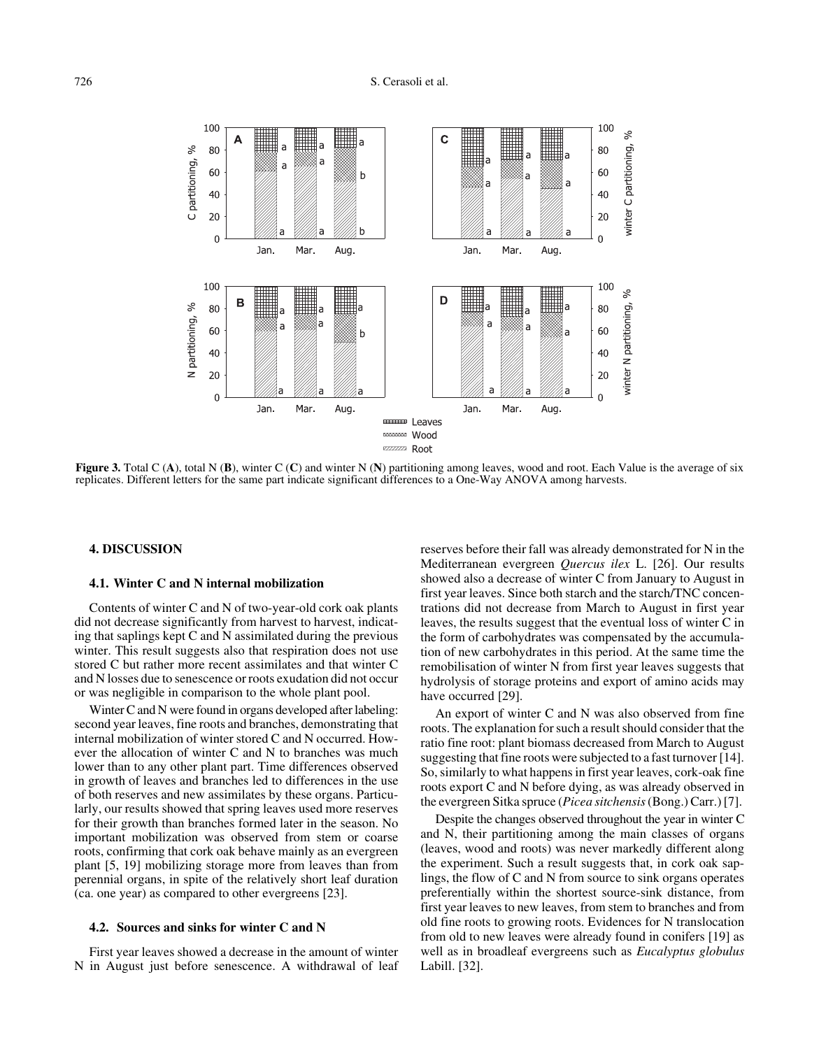A

100
80
60
40
20
0

C partitioning, %

Jan. Mar. Aug.

a a a
a a b
a a b

C

100
80
60
40
20
0

winter C partitioning, %

Jan. Mar. Aug.

a a a
a a a
a a a

B

100
80
60
40
20
0

N partitioning, %

Jan. Mar. Aug.

a a a
a a b
a a a

D

100
80
60
40
20
0

winter N partitioning, %

Jan. Mar. Aug.

a a a
a a a
a a a

Leaves
Wood
Root

**Figure 3.** Total C (**A**), total N (**B**), winter C (**C**) and winter N (**N**) partitioning among leaves, wood and root. Each Value is the average of six replicates. Different letters for the same part indicate significant differences to a One-Way ANOVA among harvests.

## 4. DISCUSSION

### 4.1. Winter C and N internal mobilization

Contents of winter C and N of two-year-old cork oak plants did not decrease significantly from harvest to harvest, indicating that saplings kept C and N assimilated during the previous winter. This result suggests also that respiration does not use stored C but rather more recent assimilates and that winter C and N losses due to senescence or roots exudation did not occur or was negligible in comparison to the whole plant pool.

Winter C and N were found in organs developed after labeling: second year leaves, fine roots and branches, demonstrating that internal mobilization of winter stored C and N occurred. However the allocation of winter C and N to branches was much lower than to any other plant part. Time differences observed in growth of leaves and branches led to differences in the use of both reserves and new assimilates by these organs. Particularly, our results showed that spring leaves used more reserves for their growth than branches formed later in the season. No important mobilization was observed from stem or coarse roots, confirming that cork oak behave mainly as an evergreen plant [5, 19] mobilizing storage more from leaves than from perennial organs, in spite of the relatively short leaf duration (ca. one year) as compared to other evergreens [23].

### 4.2. Sources and sinks for winter C and N

First year leaves showed a decrease in the amount of winter N in August just before senescence. A withdrawal of leaf reserves before their fall was already demonstrated for N in the Mediterranean evergreen *Quercus ilex* L. [26]. Our results showed also a decrease of winter C from January to August in first year leaves. Since both starch and the starch/TNC concentrations did not decrease from March to August in first year leaves, the results suggest that the eventual loss of winter C in the form of carbohydrates was compensated by the accumulation of new carbohydrates in this period. At the same time the remobilisation of winter N from first year leaves suggests that hydrolysis of storage proteins and export of amino acids may have occurred [29].

An export of winter C and N was also observed from fine roots. The explanation for such a result should consider that the ratio fine root: plant biomass decreased from March to August suggesting that fine roots were subjected to a fast turnover [14]. So, similarly to what happens in first year leaves, cork-oak fine roots export C and N before dying, as was already observed in the evergreen Sitka spruce (*Picea sitchensis* (Bong.) Carr.) [7].

Despite the changes observed throughout the year in winter C and N, their partitioning among the main classes of organs (leaves, wood and roots) was never markedly different along the experiment. Such a result suggests that, in cork oak saplings, the flow of C and N from source to sink organs operates preferentially within the shortest source-sink distance, from first year leaves to new leaves, from stem to branches and from old fine roots to growing roots. Evidences for N translocation from old to new leaves were already found in conifers [19] as well as in broadleaf evergreens such as *Eucalyptus globulus* Labill. [32].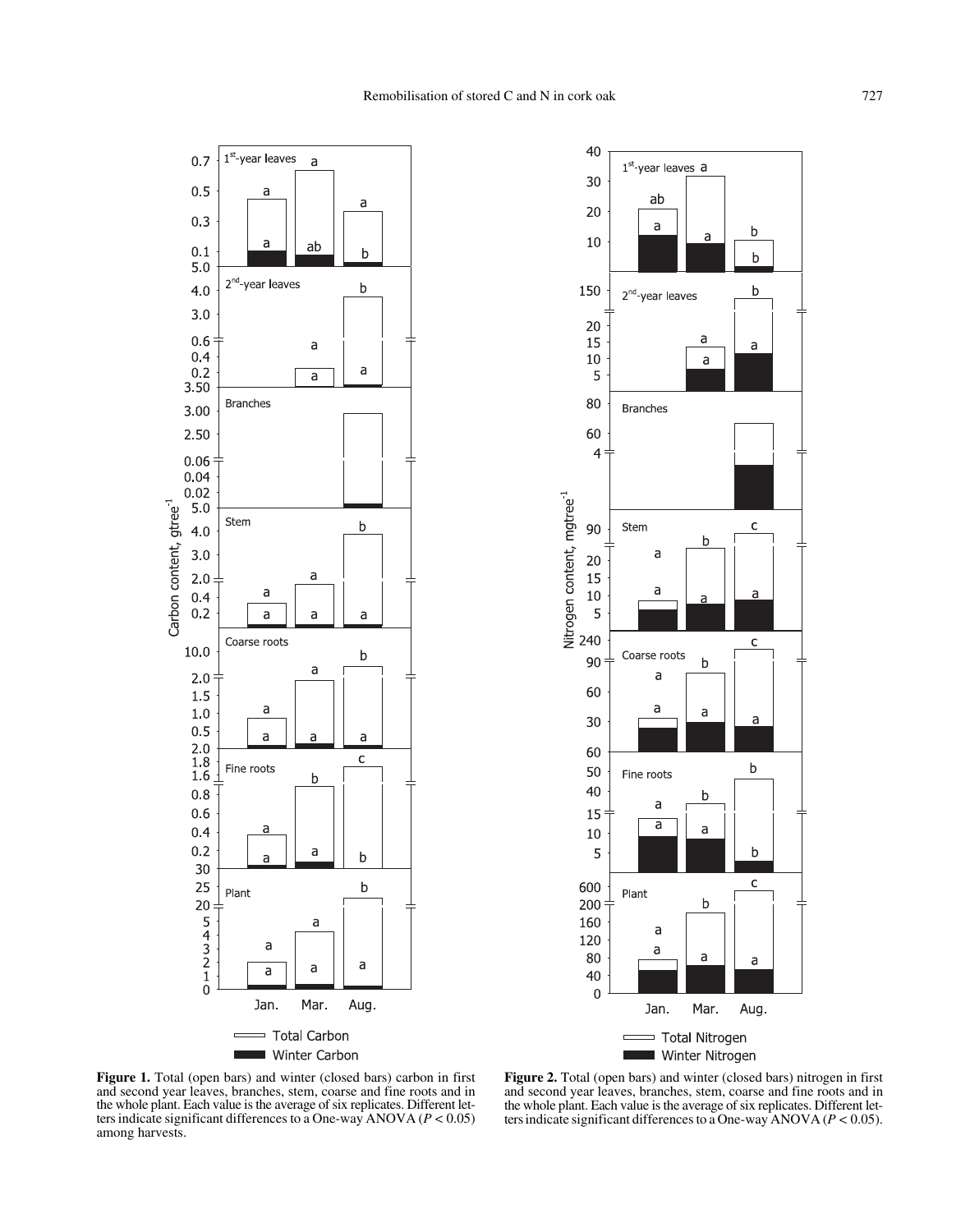1[st]-year leaves
2[nd]-year leaves
Branches
Stem
Coarse roots
Fine roots
Plant

Carbon content, gtree[-1]

Jan. Mar. Aug.

Total Carbon
Winter Carbon

**Figure 1.** Total (open bars) and winter (closed bars) carbon in first and second year leaves, branches, stem, coarse and fine roots and in the whole plant. Each value is the average of six replicates. Different letters indicate significant differences to a One-way ANOVA ($P < 0.05$) among harvests.

1[st]-year leaves
2[nd]-year leaves
Branches
Stem
Coarse roots
Fine roots
Plant

Nitrogen content, mgtree[-1]

Jan. Mar. Aug.

Total Nitrogen
Winter Nitrogen

**Figure 2.** Total (open bars) and winter (closed bars) nitrogen in first and second year leaves, branches, stem, coarse and fine roots and in the whole plant. Each value is the average of six replicates. Different letters indicate significant differences to a One-way ANOVA ($P < 0.05$).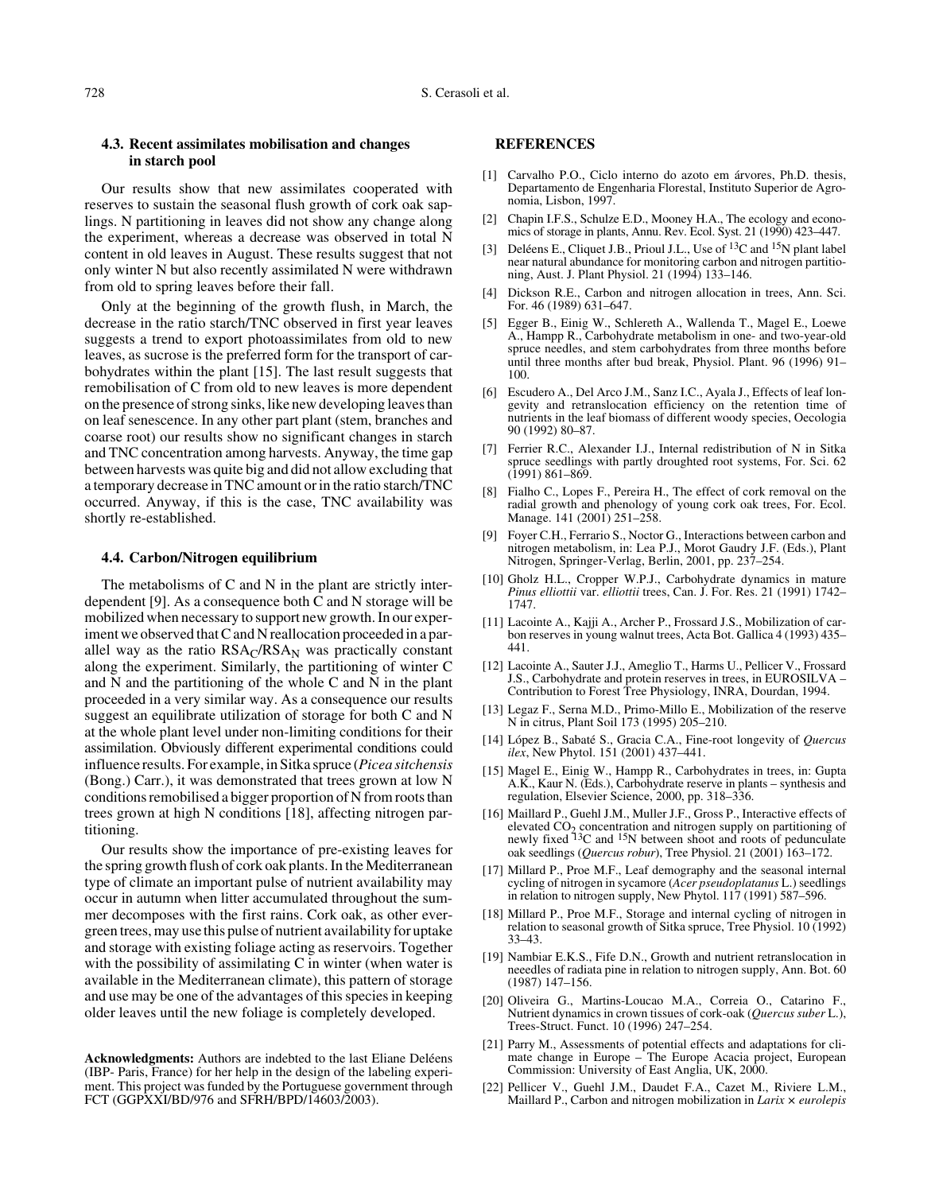### 4.3. Recent assimilates mobilisation and changes in starch pool

Our results show that new assimilates cooperated with reserves to sustain the seasonal flush growth of cork oak saplings. N partitioning in leaves did not show any change along the experiment, whereas a decrease was observed in total N content in old leaves in August. These results suggest that not only winter N but also recently assimilated N were withdrawn from old to spring leaves before their fall.

Only at the beginning of the growth flush, in March, the decrease in the ratio starch/TNC observed in first year leaves suggests a trend to export photoassimilates from old to new leaves, as sucrose is the preferred form for the transport of carbohydrates within the plant [15]. The last result suggests that remobilisation of C from old to new leaves is more dependent on the presence of strong sinks, like new developing leaves than on leaf senescence. In any other part plant (stem, branches and coarse root) our results show no significant changes in starch and TNC concentration among harvests. Anyway, the time gap between harvests was quite big and did not allow excluding that a temporary decrease in TNC amount or in the ratio starch/TNC occurred. Anyway, if this is the case, TNC availability was shortly re-established.

### 4.4. Carbon/Nitrogen equilibrium

The metabolisms of C and N in the plant are strictly interdependent [9]. As a consequence both C and N storage will be mobilized when necessary to support new growth. In our experiment we observed that C and N reallocation proceeded in a parallel way as the ratio $RSA_C/RSA_N$ was practically constant along the experiment. Similarly, the partitioning of winter C and N and the partitioning of the whole C and N in the plant proceeded in a very similar way. As a consequence our results suggest an equilibrate utilization of storage for both C and N at the whole plant level under non-limiting conditions for their assimilation. Obviously different experimental conditions could influence results. For example, in Sitka spruce (*Picea sitchensis* (Bong.) Carr.), it was demonstrated that trees grown at low N conditions remobilised a bigger proportion of N from roots than trees grown at high N conditions [18], affecting nitrogen partitioning.

Our results show the importance of pre-existing leaves for the spring growth flush of cork oak plants. In the Mediterranean type of climate an important pulse of nutrient availability may occur in autumn when litter accumulated throughout the summer decomposes with the first rains. Cork oak, as other evergreen trees, may use this pulse of nutrient availability for uptake and storage with existing foliage acting as reservoirs. Together with the possibility of assimilating C in winter (when water is available in the Mediterranean climate), this pattern of storage and use may be one of the advantages of this species in keeping older leaves until the new foliage is completely developed.

**Acknowledgments:** Authors are indebted to the last Eliane Deléens (IBP- Paris, France) for her help in the design of the labeling experiment. This project was funded by the Portuguese government through FCT (GGPXXI/BD/976 and SFRH/BPD/14603/2003).

## REFERENCES

[1] Carvalho P.O., Ciclo interno do azoto em árvores, Ph.D. thesis, Departamento de Engenharia Florestal, Instituto Superior de Agronomia, Lisbon, 1997.

[2] Chapin I.F.S., Schulze E.D., Mooney H.A., The ecology and economics of storage in plants, Annu. Rev. Ecol. Syst. 21 (1990) 423–447.

[3] Deléens E., Cliquet J.B., Prioul J.L., Use of $^{13}C$ and $^{15}N$ plant label near natural abundance for monitoring carbon and nitrogen partitioning, Aust. J. Plant Physiol. 21 (1994) 133–146.

[4] Dickson R.E., Carbon and nitrogen allocation in trees, Ann. Sci. For. 46 (1989) 631–647.

[5] Egger B., Einig W., Schlereth A., Wallenda T., Magel E., Loewe A., Hampp R., Carbohydrate metabolism in one- and two-year-old spruce needles, and stem carbohydrates from three months before until three months after bud break, Physiol. Plant. 96 (1996) 91–100.

[6] Escudero A., Del Arco J.M., Sanz I.C., Ayala J., Effects of leaf longevity and retranslocation efficiency on the retention time of nutrients in the leaf biomass of different woody species, Oecologia 90 (1992) 80–87.

[7] Ferrier R.C., Alexander I.J., Internal redistribution of N in Sitka spruce seedlings with partly droughted root systems, For. Sci. 62 (1991) 861–869.

[8] Fialho C., Lopes F., Pereira H., The effect of cork removal on the radial growth and phenology of young cork oak trees, For. Ecol. Manage. 141 (2001) 251–258.

[9] Foyer C.H., Ferrario S., Noctor G., Interactions between carbon and nitrogen metabolism, in: Lea P.J., Morot Gaudry J.F. (Eds.), Plant Nitrogen, Springer-Verlag, Berlin, 2001, pp. 237–254.

[10] Gholz H.L., Cropper W.P.J., Carbohydrate dynamics in mature *Pinus elliottii* var. *elliottii* trees, Can. J. For. Res. 21 (1991) 1742–1747.

[11] Lacointe A., Kajji A., Archer P., Frossard J.S., Mobilization of carbon reserves in young walnut trees, Acta Bot. Gallica 4 (1993) 435–441.

[12] Lacointe A., Sauter J.J., Ameglio T., Harms U., Pellicer V., Frossard J.S., Carbohydrate and protein reserves in trees, in EUROSILVA – Contribution to Forest Tree Physiology, INRA, Dourdan, 1994.

[13] Legaz F., Serna M.D., Primo-Millo E., Mobilization of the reserve N in citrus, Plant Soil 173 (1995) 205–210.

[14] López B., Sabaté S., Gracia C.A., Fine-root longevity of *Quercus ilex*, New Phytol. 151 (2001) 437–441.

[15] Magel E., Einig W., Hampp R., Carbohydrates in trees, in: Gupta A.K., Kaur N. (Eds.), Carbohydrate reserve in plants – synthesis and regulation, Elsevier Science, 2000, pp. 318–336.

[16] Maillard P., Guehl J.M., Muller J.F., Gross P., Interactive effects of elevated $CO_2$ concentration and nitrogen supply on partitioning of newly fixed $^{13}C$ and $^{15}N$ between shoot and roots of pedunculate oak seedlings (*Quercus robur*), Tree Physiol. 21 (2001) 163–172.

[17] Millard P., Proe M.F., Leaf demography and the seasonal internal cycling of nitrogen in sycamore (*Acer pseudoplatanus* L.) seedlings in relation to nitrogen supply, New Phytol. 117 (1991) 587–596.

[18] Millard P., Proe M.F., Storage and internal cycling of nitrogen in relation to seasonal growth of Sitka spruce, Tree Physiol. 10 (1992) 33–43.

[19] Nambiar E.K.S., Fife D.N., Growth and nutrient retranslocation in neeedles of radiata pine in relation to nitrogen supply, Ann. Bot. 60 (1987) 147–156.

[20] Oliveira G., Martins-Loucao M.A., Correia O., Catarino F., Nutrient dynamics in crown tissues of cork-oak (*Quercus suber* L.), Trees-Struct. Funct. 10 (1996) 247–254.

[21] Parry M., Assessments of potential effects and adaptations for climate change in Europe – The Europe Acacia project, European Commission: University of East Anglia, UK, 2000.

[22] Pellicer V., Guehl J.M., Daudet F.A., Cazet M., Riviere L.M., Maillard P., Carbon and nitrogen mobilization in *Larix* × *eurolepis*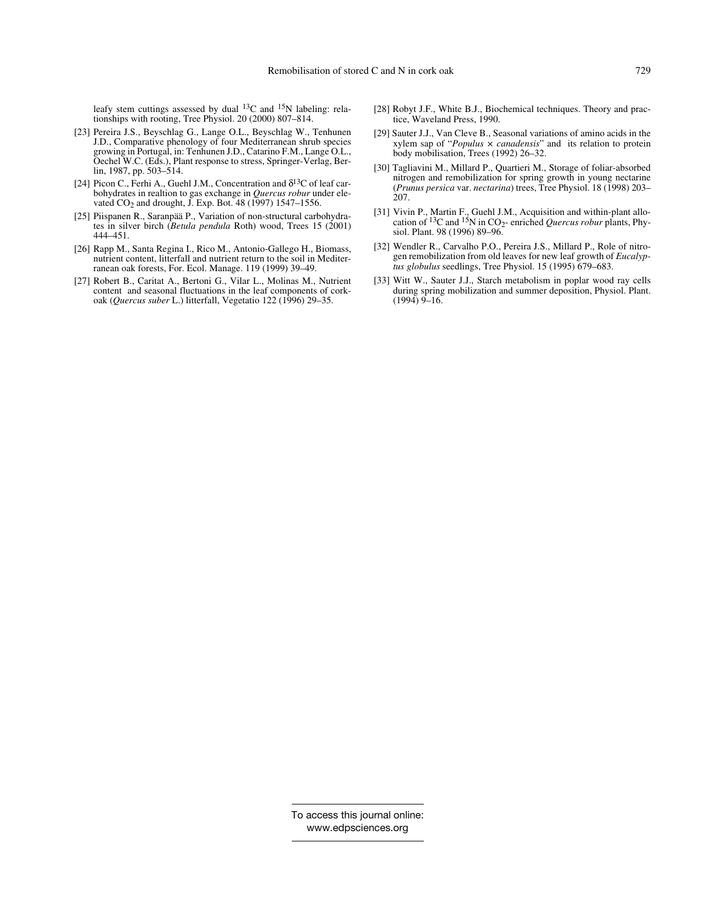leafy stem cuttings assessed by dual $^{13}C$ and $^{15}N$ labeling: relationships with rooting, Tree Physiol. 20 (2000) 807–814.

[23] Pereira J.S., Beyschlag G., Lange O.L., Beyschlag W., Tenhunen J.D., Comparative phenology of four Mediterranean shrub species growing in Portugal, in: Tenhunen J.D., Catarino F.M., Lange O.L., Oechel W.C. (Eds.), Plant response to stress, Springer-Verlag, Berlin, 1987, pp. 503–514.

[24] Picon C., Ferhi A., Guehl J.M., Concentration and $\delta^{13}C$ of leaf carbohydrates in realtion to gas exchange in *Quercus robur* under elevated $CO_2$ and drought, J. Exp. Bot. 48 (1997) 1547–1556.

[25] Piispanen R., Saranpää P., Variation of non-structural carbohydrates in silver birch (*Betula pendula* Roth) wood, Trees 15 (2001) 444–451.

[26] Rapp M., Santa Regina I., Rico M., Antonio-Gallego H., Biomass, nutrient content, litterfall and nutrient return to the soil in Mediterranean oak forests, For. Ecol. Manage. 119 (1999) 39–49.

[27] Robert B., Caritat A., Bertoni G., Vilar L., Molinas M., Nutrient content and seasonal fluctuations in the leaf components of cork-oak (*Quercus suber* L.) litterfall, Vegetatio 122 (1996) 29–35.

[28] Robyt J.F., White B.J., Biochemical techniques. Theory and practice, Waveland Press, 1990.

[29] Sauter J.J., Van Cleve B., Seasonal variations of amino acids in the xylem sap of "*Populus* × *canadensis*" and its relation to protein body mobilisation, Trees (1992) 26–32.

[30] Tagliavini M., Millard P., Quartieri M., Storage of foliar-absorbed nitrogen and remobilization for spring growth in young nectarine (*Prunus persica* var. *nectarina*) trees, Tree Physiol. 18 (1998) 203–207.

[31] Vivin P., Martin F., Guehl J.M., Acquisition and within-plant allocation of $^{13}C$ and $^{15}N$ in $CO_2$- enriched *Quercus robur* plants, Physiol. Plant. 98 (1996) 89–96.

[32] Wendler R., Carvalho P.O., Pereira J.S., Millard P., Role of nitrogen remobilization from old leaves for new leaf growth of *Eucalyptus globulus* seedlings, Tree Physiol. 15 (1995) 679–683.

[33] Witt W., Sauter J.J., Starch metabolism in poplar wood ray cells during spring mobilization and summer deposition, Physiol. Plant. (1994) 9–16.

To access this journal online:
www.edpsciences.org